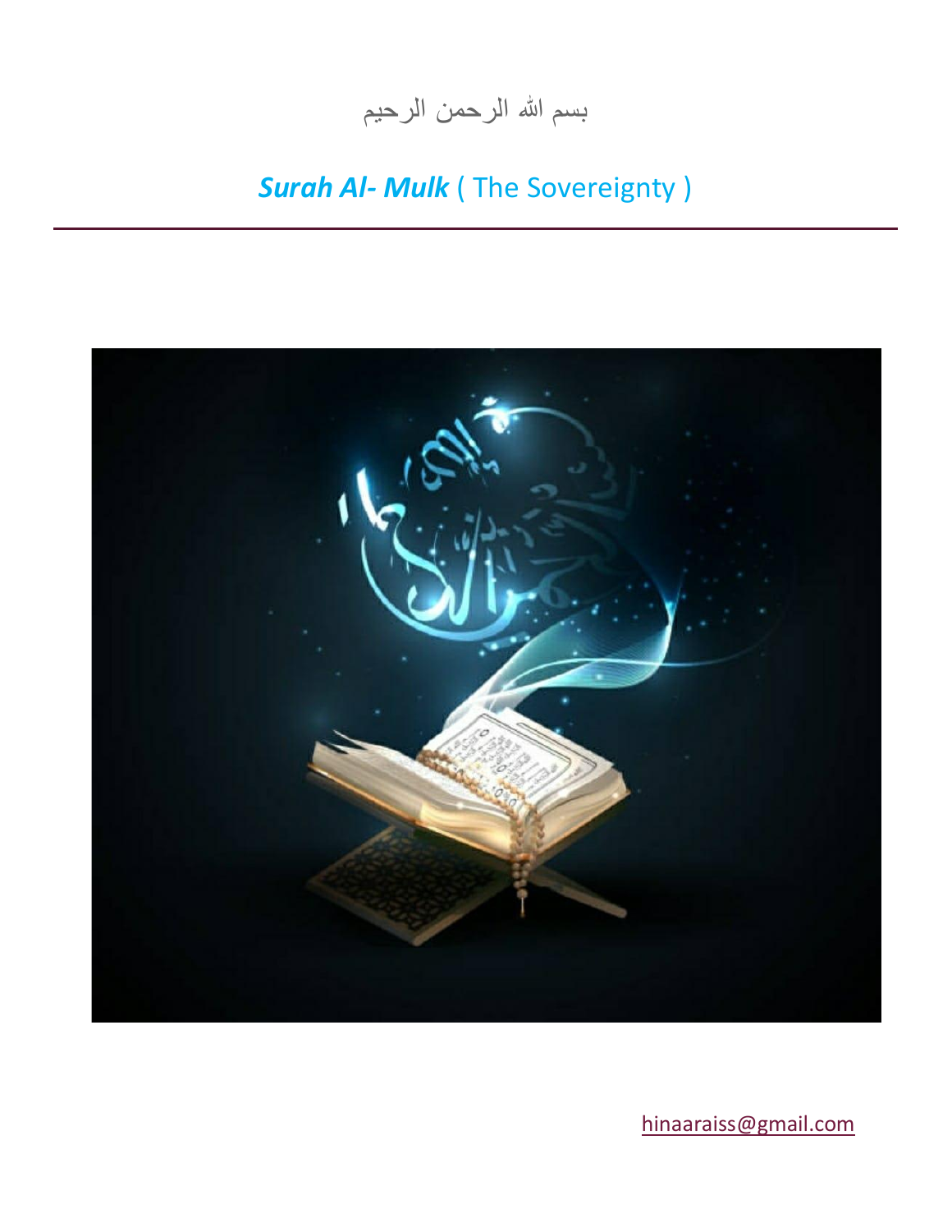بسم الله الرحمن الرحيم

# ***Surah Al- Mulk*** ( The Sovereignty )

---

hinaaraiss@gmail.com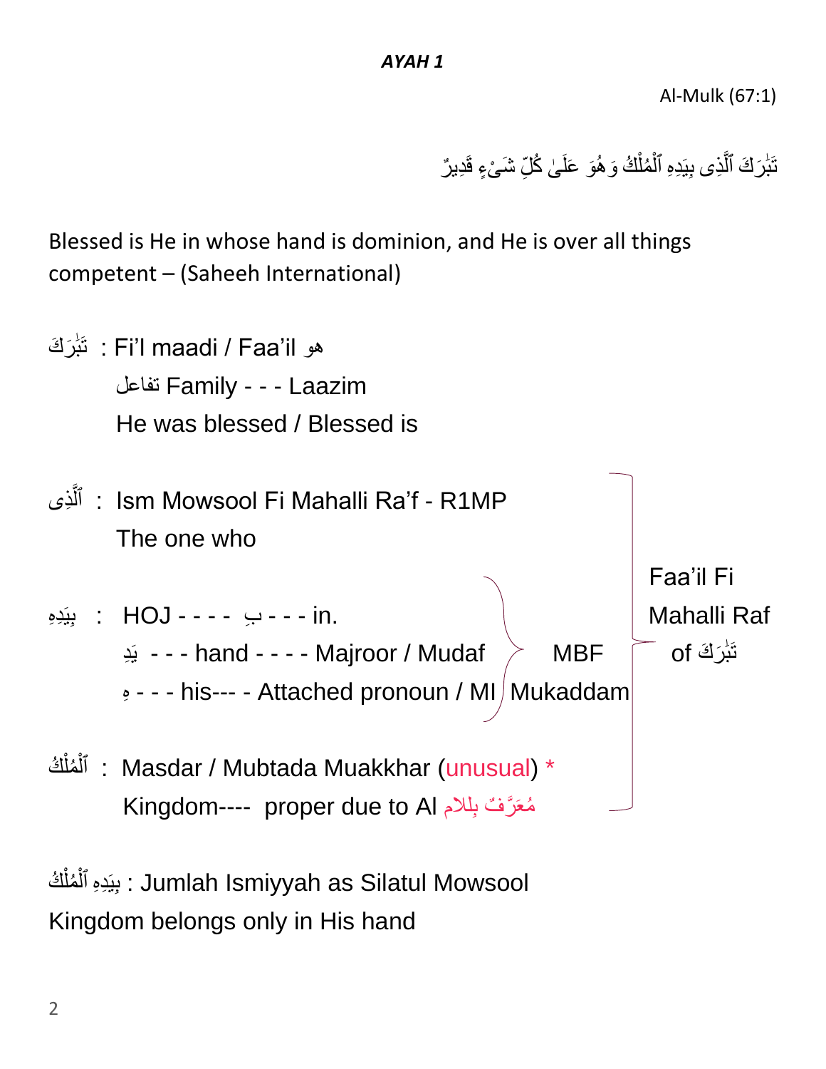***AYAH 1***

Al-Mulk (67:1)

تَبَٰرَكَ ٱلَّذِى بِيَدِهِ ٱلْمُلْكُ وَهُوَ عَلَىٰ كُلِّ شَىْءٍ قَدِيرٌ

Blessed is He in whose hand is dominion, and He is over all things competent – (Saheeh International)

تَبَٰرَكَ : Fi'l maadi / Faa'il هو

تفاعل Family - - - Laazim

He was blessed / Blessed is

ٱلَّذِى : Ism Mowsool Fi Mahalli Ra'f - R1MP

The one who

بِيَدِهِ : HOJ - - - - بِ - - - in.

يَدِ - - - hand - - - - Majroor / Mudaf

هِ - - - his--- - Attached pronoun / MI

(بِيَدِهِ: MBF Mukaddam)

ٱلْمُلْكُ : Masdar / Mubtada Muakkhar (unusual) *

Kingdom---- proper due to Al مُعَرَّفٌ بِلام

(ٱلَّذِى بِيَدِهِ ٱلْمُلْكُ: Faa'il Fi Mahalli Raf of تَبَٰرَكَ)

بِيَدِهِ ٱلْمُلْكُ : Jumlah Ismiyyah as Silatul Mowsool

Kingdom belongs only in His hand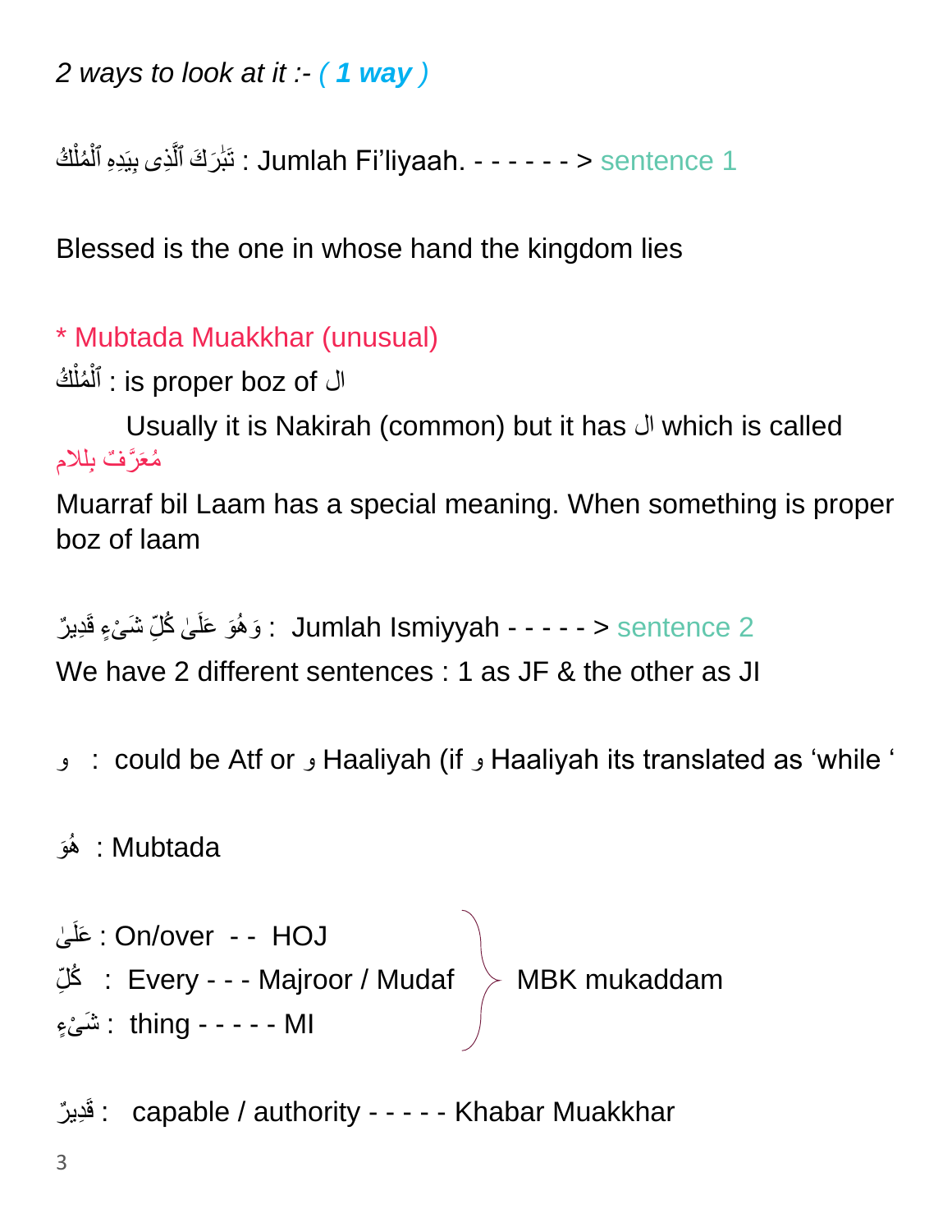*2 ways to look at it :- ( 1 way )*

تَبَٰرَكَ ٱلَّذِى بِيَدِهِ ٱلْمُلْكُ : Jumlah Fi'liyaah. - - - - - - > sentence 1

Blessed is the one in whose hand the kingdom lies

\* Mubtada Muakkhar (unusual)

ٱلْمُلْكُ : is proper boz of ال

Usually it is Nakirah (common) but it has ال which is called مُعَرَّفٌ بِلام

Muarraf bil Laam has a special meaning. When something is proper boz of laam

وَهُوَ عَلَىٰ كُلِّ شَىْءٍ قَدِيرٌ : Jumlah Ismiyyah - - - - - > sentence 2

We have 2 different sentences : 1 as JF & the other as JI

و : could be Atf or و Haaliyah (if و Haaliyah its translated as 'while '

هُوَ : Mubtada

عَلَىٰ : On/over - - HOJ
كُلِّ : Every - - - Majroor / Mudaf
شَىْءٍ : thing - - - - - MI

} MBK mukaddam

قَدِيرٌ : capable / authority - - - - - Khabar Muakkhar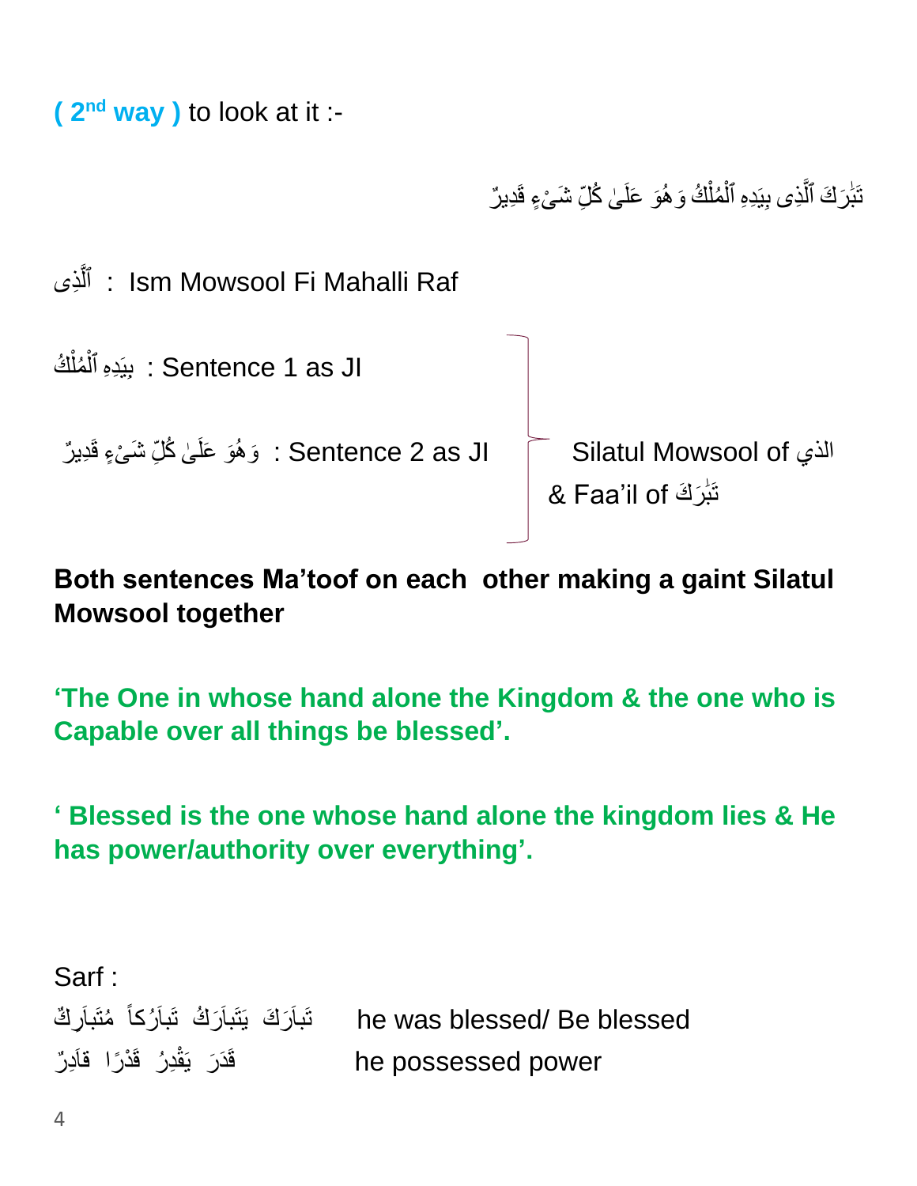**( 2nd way )** to look at it :-

تَبَٰرَكَ ٱلَّذِى بِيَدِهِ ٱلْمُلْكُ وَهُوَ عَلَىٰ كُلِّ شَىْءٍ قَدِيرٌ

ٱلَّذِى : Ism Mowsool Fi Mahalli Raf

بِيَدِهِ ٱلْمُلْكُ : Sentence 1 as JI

وَهُوَ عَلَىٰ كُلِّ شَىْءٍ قَدِيرٌ : Sentence 2 as JI

(Sentences 1 & 2:) Silatul Mowsool of الذي & Faa'il of تَبَٰرَكَ

**Both sentences Ma'toof on each other making a gaint Silatul Mowsool together**

**'The One in whose hand alone the Kingdom & the one who is Capable over all things be blessed'.**

**' Blessed is the one whose hand alone the kingdom lies & He has power/authority over everything'.**

Sarf :

تَبَارَكَ يَتَبَارَكُ تَبَارُكاً مُتَبَارِكٌ he was blessed/ Be blessed

قَدَرَ يَقْدِرُ قَدْرًا قَادِرٌ he possessed power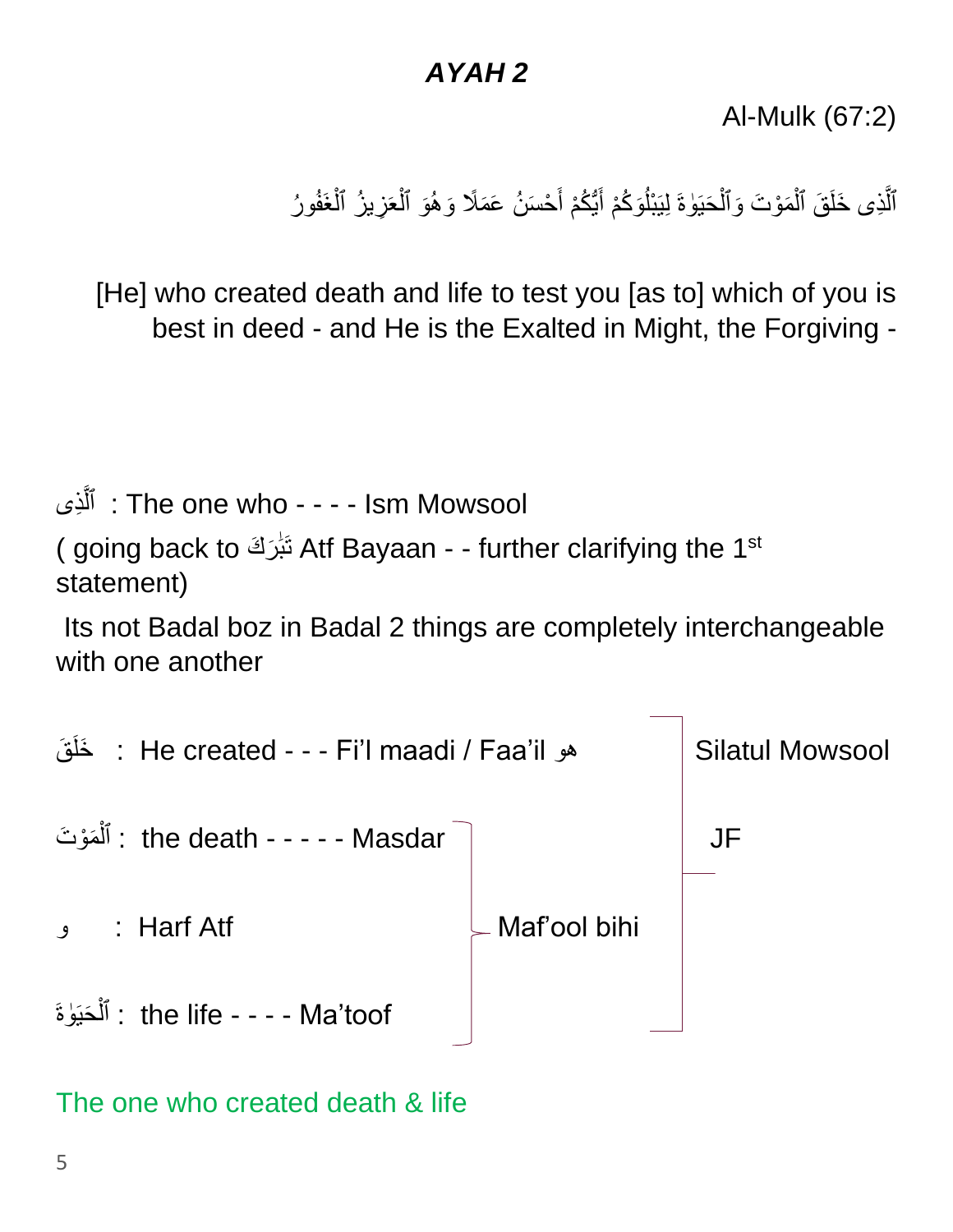## *AYAH 2*

Al-Mulk (67:2)

ٱلَّذِى خَلَقَ ٱلْمَوْتَ وَٱلْحَيَوٰةَ لِيَبْلُوَكُمْ أَيُّكُمْ أَحْسَنُ عَمَلًا وَهُوَ ٱلْعَزِيزُ ٱلْغَفُورُ

[He] who created death and life to test you [as to] which of you is best in deed - and He is the Exalted in Might, the Forgiving -

ٱلَّذِى : The one who - - - - Ism Mowsool

( going back to تَبَٰرَكَ Atf Bayaan - - further clarifying the 1st statement)

Its not Badal boz in Badal 2 things are completely interchangeable with one another

| Word | Meaning / Grammar | Group | Group |
|---|---|---|---|
| خَلَقَ | He created - - - Fi'l maadi / Faa'il هو | | Silatul Mowsool / JF |
| ٱلْمَوْتَ | the death - - - - - Masdar | Maf'ool bihi | |
| و | Harf Atf | | |
| ٱلْحَيَوٰةَ | the life - - - - Ma'toof | | |

The one who created death & life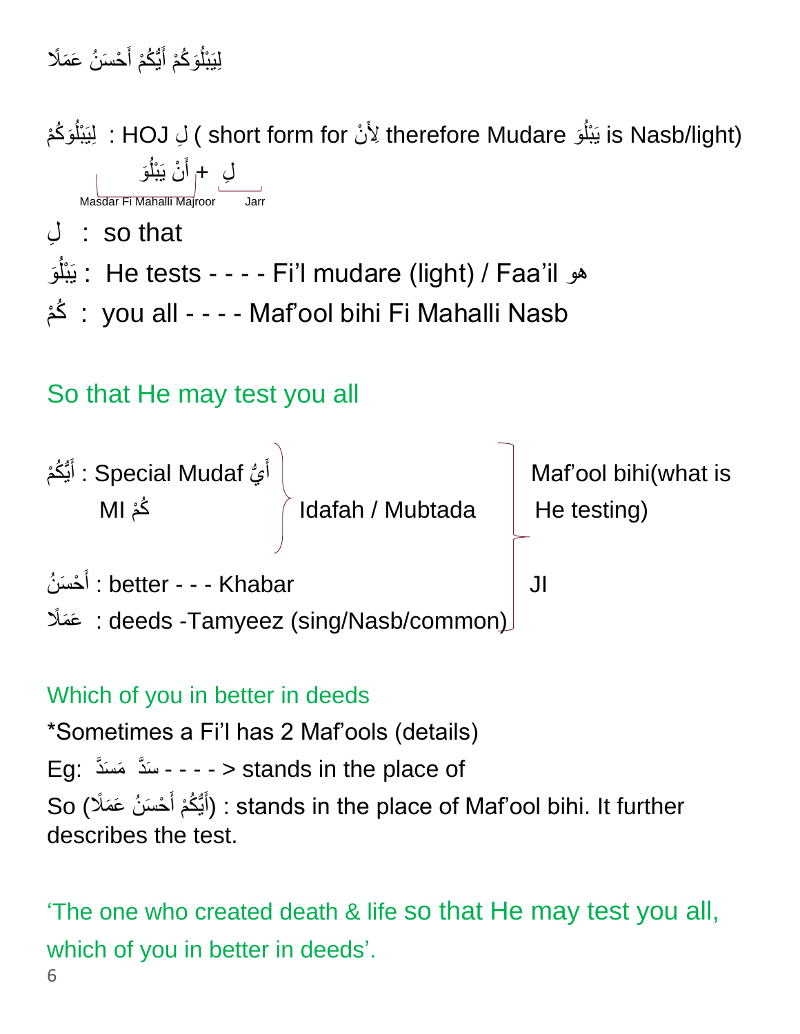لِيَبْلُوَكُمْ أَيُّكُمْ أَحْسَنُ عَمَلًا

لِيَبْلُوَكُمْ : HOJ لِ ( short form for لِأَنْ therefore Mudare يَبْلُوَ is Nasb/light)

لِ + أَنْ يَبْلُوَ

Masdar Fi Mahalli Majroor (أَنْ يَبْلُوَ) — Jarr (لِ)

لِ : so that

يَبْلُوَ : He tests - - - - Fi'l mudare (light) / Faa'il هو

كُمْ : you all - - - - Maf'ool bihi Fi Mahalli Nasb

So that He may test you all

أَيُّكُمْ : Special Mudaf أَيُّ
كُمْ MI
} Idafah / Mubtada

أَحْسَنُ : better - - - Khabar

عَمَلًا : deeds -Tamyeez (sing/Nasb/common)

} Maf'ool bihi(what is He testing) JI

Which of you in better in deeds

*Sometimes a Fi'l has 2 Maf'ools (details)

Eg: سَدَّ مَسَدَّ - - - - > stands in the place of

So (أَيُّكُمْ أَحْسَنُ عَمَلًا) : stands in the place of Maf'ool bihi. It further describes the test.

'The one who created death & life so that He may test you all, which of you in better in deeds'.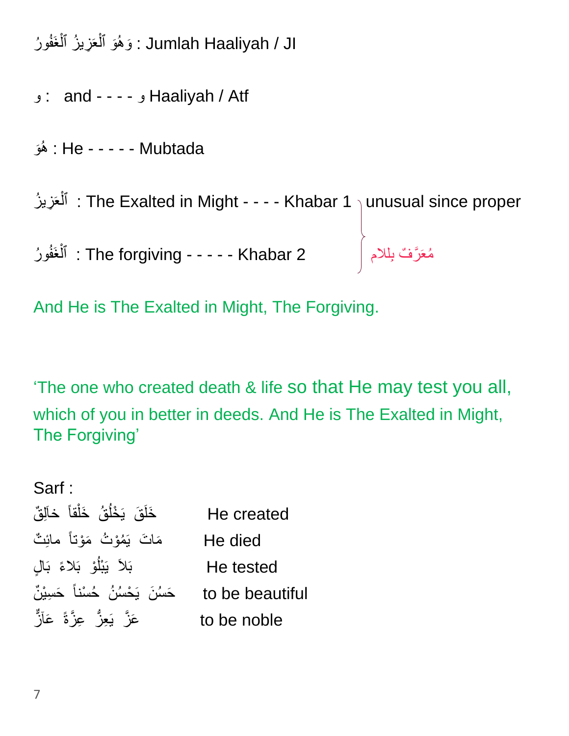وَهُوَ ٱلْعَزِيزُ ٱلْغَفُورُ : Jumlah Haaliyah / JI

و : and - - - - و Haaliyah / Atf

هُوَ : He - - - - - Mubtada

ٱلْعَزِيزُ : The Exalted in Might - - - - Khabar 1

ٱلْغَفُورُ : The forgiving - - - - - Khabar 2

(Khabar 1 & 2: unusual since proper مُعَرَّفٌ بِلام)

And He is The Exalted in Might, The Forgiving.

'The one who created death & life so that He may test you all, which of you in better in deeds. And He is The Exalted in Might, The Forgiving'

Sarf :

| | |
|---|---|
| خَلَقَ يَخْلُقُ خَلْقاً خالِقٌ | He created |
| مَاتَ يَمُوتُ مَوْتاً مائِتٌ | He died |
| بَلاَ يَبْلُوْ بَلاءً بَالٍ | He tested |
| حَسُنَ يَحْسُنُ حُسْناً حَسِيْنٌ | to be beautiful |
| عَزَّ يَعِزُّ عِزَّةً عَآزٌّ | to be noble |